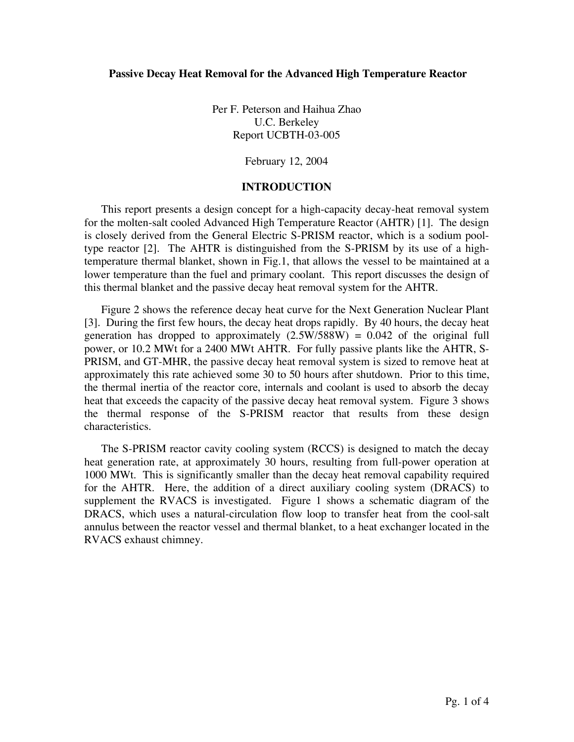# Passive Decay Heat Removal for the Advanced High Temperature Reactor

Per F. Peterson and Haihua Zhao
U.C. Berkeley
Report UCBTH-03-005

February 12, 2004

## INTRODUCTION

This report presents a design concept for a high-capacity decay-heat removal system for the molten-salt cooled Advanced High Temperature Reactor (AHTR) [1]. The design is closely derived from the General Electric S-PRISM reactor, which is a sodium pool-type reactor [2]. The AHTR is distinguished from the S-PRISM by its use of a high-temperature thermal blanket, shown in Fig.1, that allows the vessel to be maintained at a lower temperature than the fuel and primary coolant. This report discusses the design of this thermal blanket and the passive decay heat removal system for the AHTR.

Figure 2 shows the reference decay heat curve for the Next Generation Nuclear Plant [3]. During the first few hours, the decay heat drops rapidly. By 40 hours, the decay heat generation has dropped to approximately (2.5W/588W) = 0.042 of the original full power, or 10.2 MWt for a 2400 MWt AHTR. For fully passive plants like the AHTR, S-PRISM, and GT-MHR, the passive decay heat removal system is sized to remove heat at approximately this rate achieved some 30 to 50 hours after shutdown. Prior to this time, the thermal inertia of the reactor core, internals and coolant is used to absorb the decay heat that exceeds the capacity of the passive decay heat removal system. Figure 3 shows the thermal response of the S-PRISM reactor that results from these design characteristics.

The S-PRISM reactor cavity cooling system (RCCS) is designed to match the decay heat generation rate, at approximately 30 hours, resulting from full-power operation at 1000 MWt. This is significantly smaller than the decay heat removal capability required for the AHTR. Here, the addition of a direct auxiliary cooling system (DRACS) to supplement the RVACS is investigated. Figure 1 shows a schematic diagram of the DRACS, which uses a natural-circulation flow loop to transfer heat from the cool-salt annulus between the reactor vessel and thermal blanket, to a heat exchanger located in the RVACS exhaust chimney.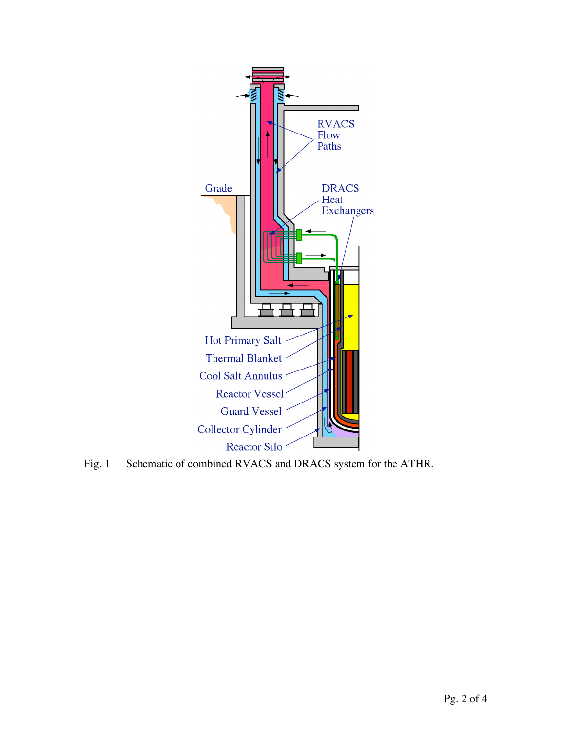Fig. 1 Schematic of combined RVACS and DRACS system for the ATHR.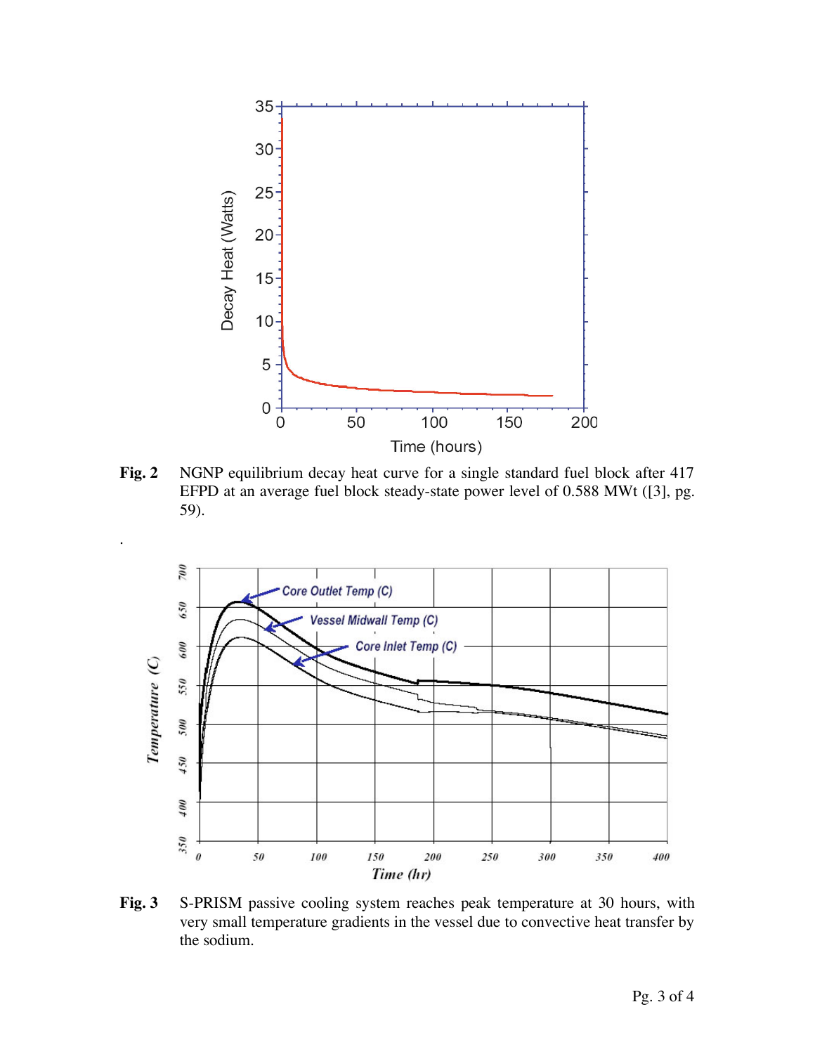**Fig. 2** NGNP equilibrium decay heat curve for a single standard fuel block after 417 EFPD at an average fuel block steady-state power level of 0.588 MWt ([3], pg. 59).

.

**Fig. 3** S-PRISM passive cooling system reaches peak temperature at 30 hours, with very small temperature gradients in the vessel due to convective heat transfer by the sodium.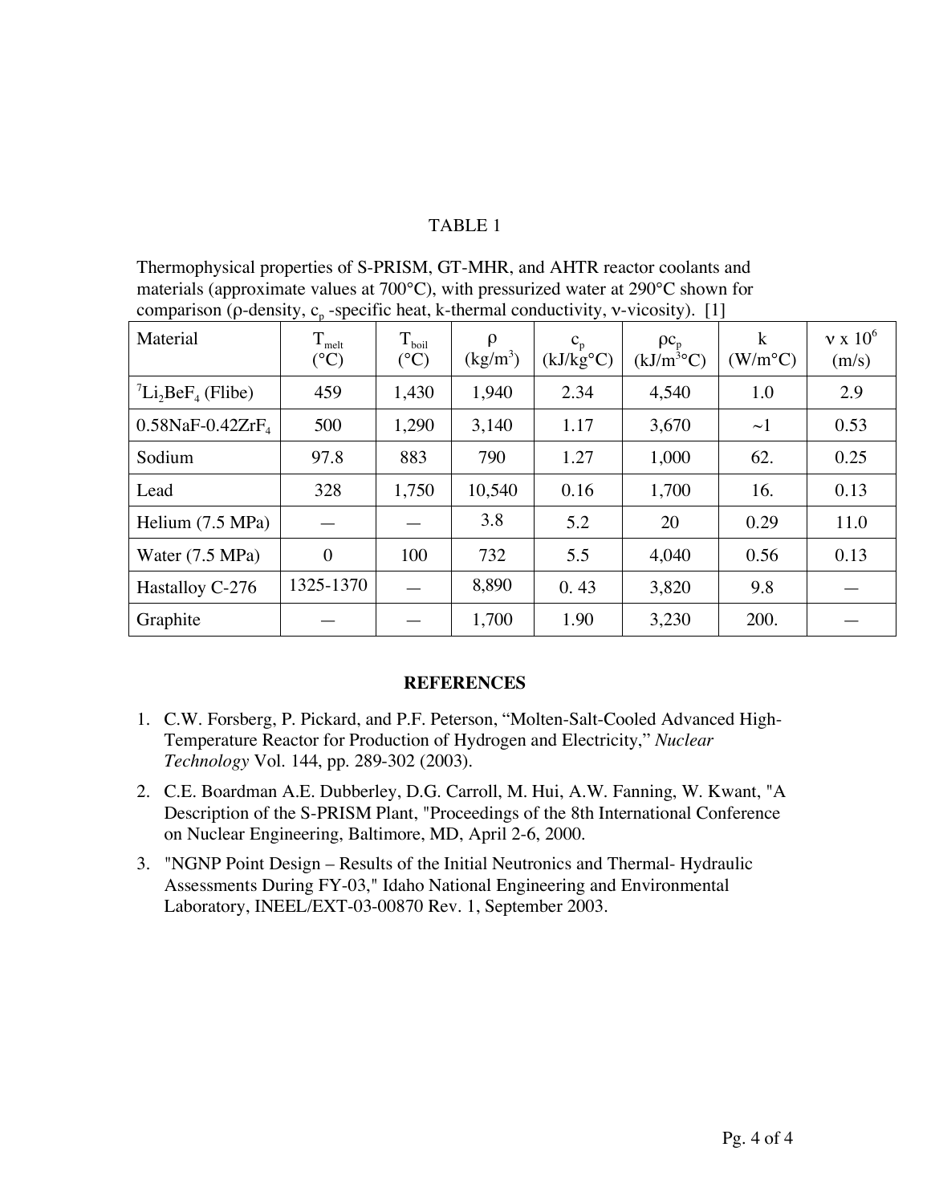TABLE 1

Thermophysical properties of S-PRISM, GT-MHR, and AHTR reactor coolants and materials (approximate values at 700°C), with pressurized water at 290°C shown for comparison (ρ-density, $c_p$ -specific heat, k-thermal conductivity, ν-vicosity). [1]

| Material | $T_{melt}$ (°C) | $T_{boil}$ (°C) | ρ (kg/m$^3$) | $c_p$ (kJ/kg°C) | ρ$c_p$ (kJ/m$^3$°C) | k (W/m°C) | ν x $10^6$ (m/s) |
|---|---|---|---|---|---|---|---|
| $^7Li_2BeF_4$ (Flibe) | 459 | 1,430 | 1,940 | 2.34 | 4,540 | 1.0 | 2.9 |
| 0.58NaF-0.42$ZrF_4$ | 500 | 1,290 | 3,140 | 1.17 | 3,670 | ~1 | 0.53 |
| Sodium | 97.8 | 883 | 790 | 1.27 | 1,000 | 62. | 0.25 |
| Lead | 328 | 1,750 | 10,540 | 0.16 | 1,700 | 16. | 0.13 |
| Helium (7.5 MPa) | — | — | 3.8 | 5.2 | 20 | 0.29 | 11.0 |
| Water (7.5 MPa) | 0 | 100 | 732 | 5.5 | 4,040 | 0.56 | 0.13 |
| Hastalloy C-276 | 1325-1370 | — | 8,890 | 0. 43 | 3,820 | 9.8 | — |
| Graphite | — | — | 1,700 | 1.90 | 3,230 | 200. | — |

## REFERENCES

1. C.W. Forsberg, P. Pickard, and P.F. Peterson, "Molten-Salt-Cooled Advanced High-Temperature Reactor for Production of Hydrogen and Electricity," *Nuclear Technology* Vol. 144, pp. 289-302 (2003).
2. C.E. Boardman A.E. Dubberley, D.G. Carroll, M. Hui, A.W. Fanning, W. Kwant, "A Description of the S-PRISM Plant, "Proceedings of the 8th International Conference on Nuclear Engineering, Baltimore, MD, April 2-6, 2000.
3. "NGNP Point Design – Results of the Initial Neutronics and Thermal- Hydraulic Assessments During FY-03," Idaho National Engineering and Environmental Laboratory, INEEL/EXT-03-00870 Rev. 1, September 2003.